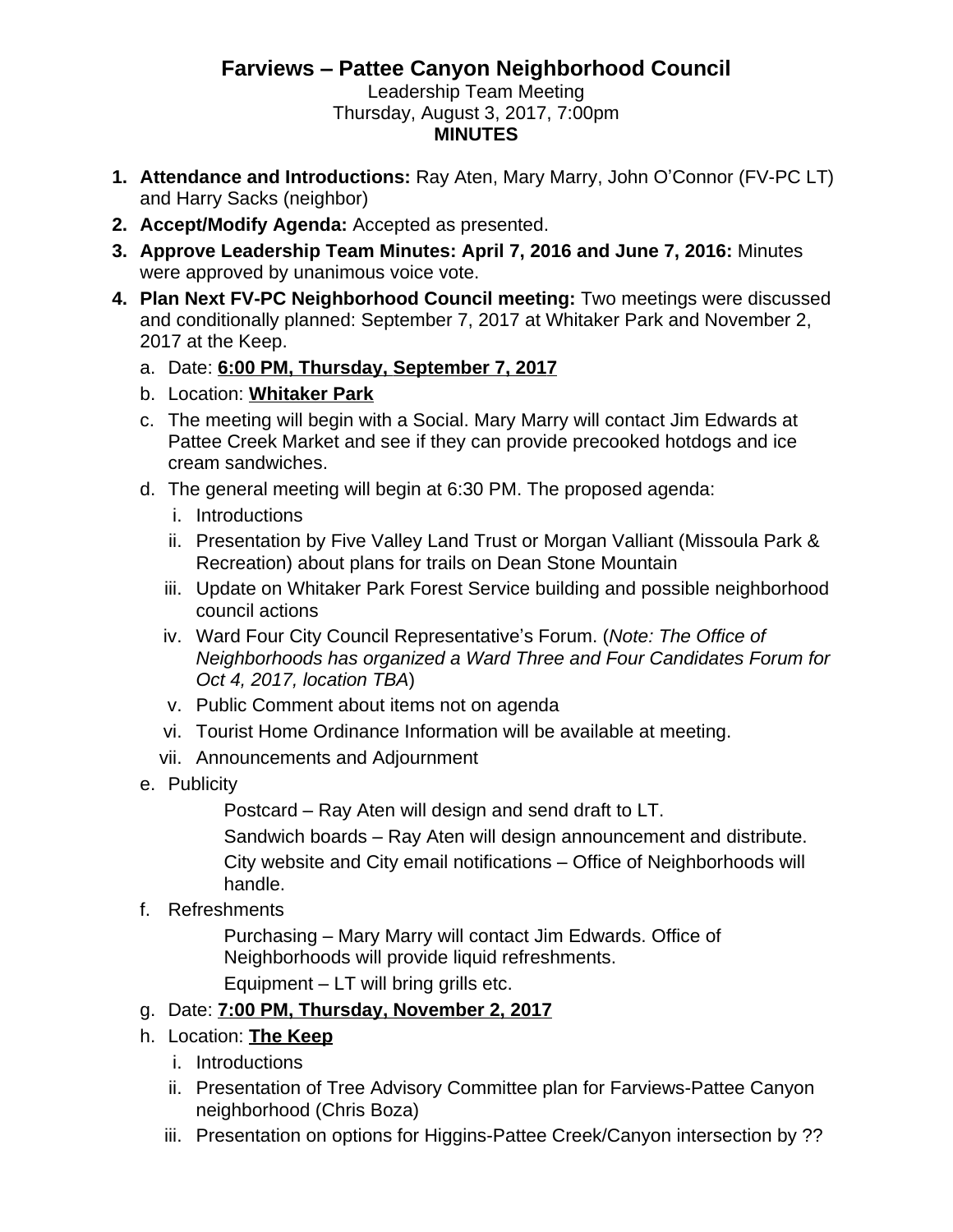# Farviews – Pattee Canyon Neighborhood Council

Leadership Team Meeting
Thursday, August 3, 2017, 7:00pm
**MINUTES**

1. **Attendance and Introductions:** Ray Aten, Mary Marry, John O'Connor (FV-PC LT) and Harry Sacks (neighbor)
2. **Accept/Modify Agenda:** Accepted as presented.
3. **Approve Leadership Team Minutes: April 7, 2016 and June 7, 2016:** Minutes were approved by unanimous voice vote.
4. **Plan Next FV-PC Neighborhood Council meeting:** Two meetings were discussed and conditionally planned: September 7, 2017 at Whitaker Park and November 2, 2017 at the Keep.
   a. Date: **<u>6:00 PM, Thursday, September 7, 2017</u>**
   b. Location: **<u>Whitaker Park</u>**
   c. The meeting will begin with a Social. Mary Marry will contact Jim Edwards at Pattee Creek Market and see if they can provide precooked hotdogs and ice cream sandwiches.
   d. The general meeting will begin at 6:30 PM. The proposed agenda:
      i. Introductions
      ii. Presentation by Five Valley Land Trust or Morgan Valliant (Missoula Park & Recreation) about plans for trails on Dean Stone Mountain
      iii. Update on Whitaker Park Forest Service building and possible neighborhood council actions
      iv. Ward Four City Council Representative's Forum. (*Note: The Office of Neighborhoods has organized a Ward Three and Four Candidates Forum for Oct 4, 2017, location TBA*)
      v. Public Comment about items not on agenda
      vi. Tourist Home Ordinance Information will be available at meeting.
      vii. Announcements and Adjournment
   e. Publicity

      Postcard – Ray Aten will design and send draft to LT.

      Sandwich boards – Ray Aten will design announcement and distribute.

      City website and City email notifications – Office of Neighborhoods will handle.
   f. Refreshments

      Purchasing – Mary Marry will contact Jim Edwards. Office of Neighborhoods will provide liquid refreshments.

      Equipment – LT will bring grills etc.
   g. Date: **<u>7:00 PM, Thursday, November 2, 2017</u>**
   h. Location: **<u>The Keep</u>**
      i. Introductions
      ii. Presentation of Tree Advisory Committee plan for Farviews-Pattee Canyon neighborhood (Chris Boza)
      iii. Presentation on options for Higgins-Pattee Creek/Canyon intersection by ??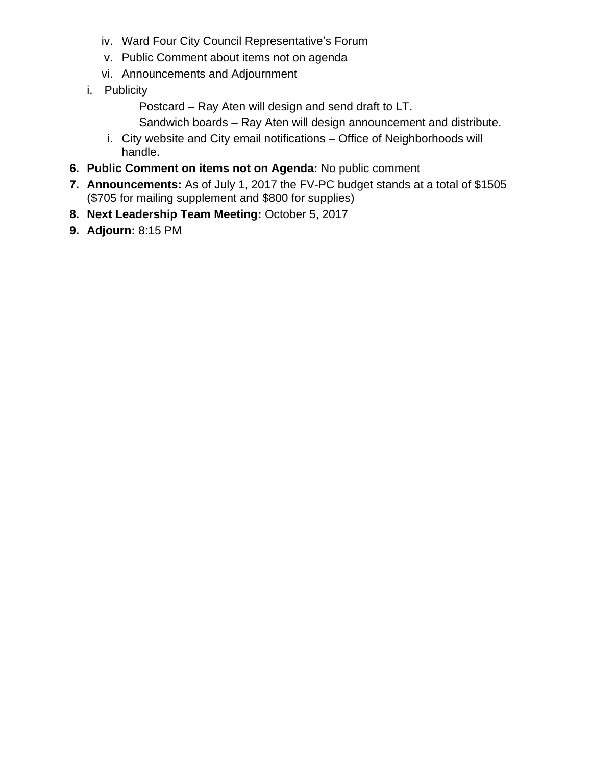iv. Ward Four City Council Representative's Forum
   v. Public Comment about items not on agenda
   vi. Announcements and Adjournment

   i. Publicity

      Postcard – Ray Aten will design and send draft to LT.

      Sandwich boards – Ray Aten will design announcement and distribute.

      i. City website and City email notifications – Office of Neighborhoods will handle.

6. **Public Comment on items not on Agenda:** No public comment
7. **Announcements:** As of July 1, 2017 the FV-PC budget stands at a total of $1505 ($705 for mailing supplement and $800 for supplies)
8. **Next Leadership Team Meeting:** October 5, 2017
9. **Adjourn:** 8:15 PM